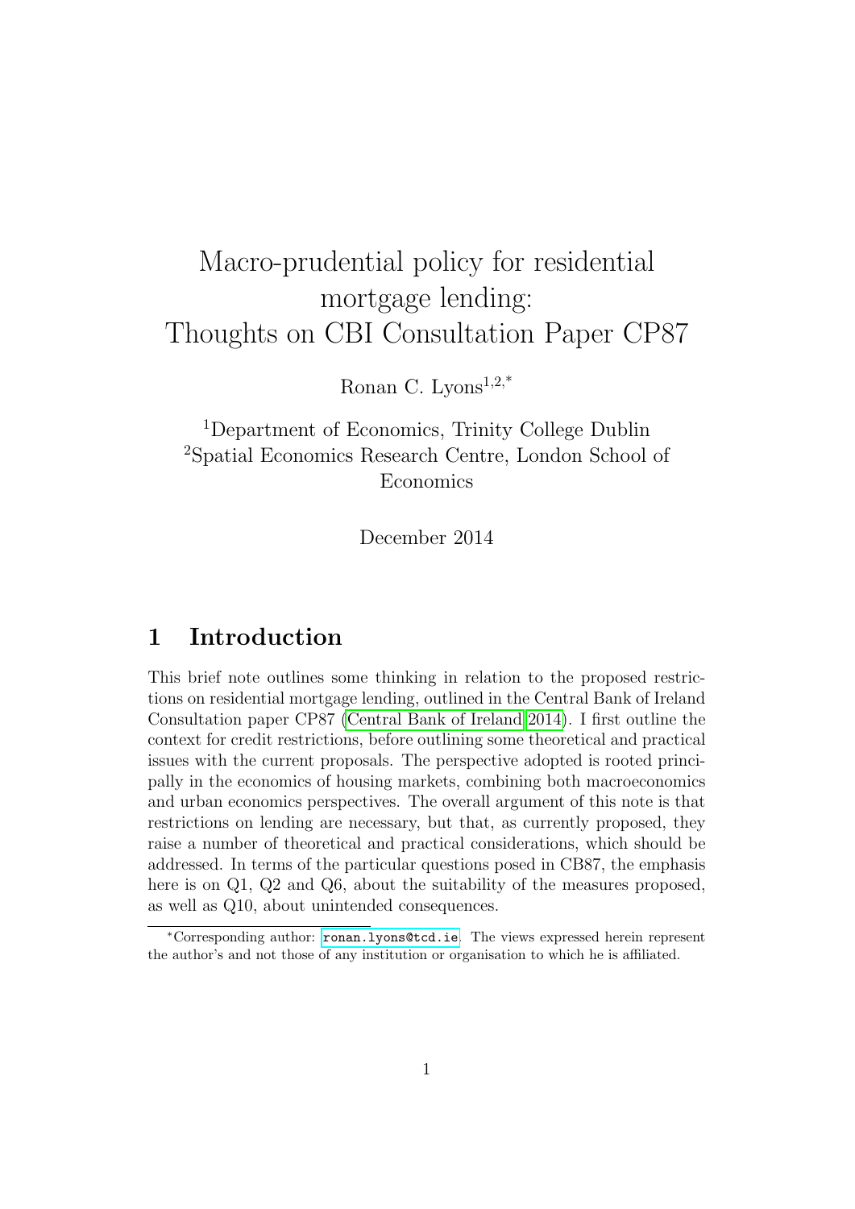# Macro-prudential policy for residential mortgage lending: Thoughts on CBI Consultation Paper CP87

Ronan C. Lyons[1,2,*]

[1]Department of Economics, Trinity College Dublin
[2]Spatial Economics Research Centre, London School of Economics

December 2014

## 1 Introduction

This brief note outlines some thinking in relation to the proposed restrictions on residential mortgage lending, outlined in the Central Bank of Ireland Consultation paper CP87 (Central Bank of Ireland 2014). I first outline the context for credit restrictions, before outlining some theoretical and practical issues with the current proposals. The perspective adopted is rooted principally in the economics of housing markets, combining both macroeconomics and urban economics perspectives. The overall argument of this note is that restrictions on lending are necessary, but that, as currently proposed, they raise a number of theoretical and practical considerations, which should be addressed. In terms of the particular questions posed in CB87, the emphasis here is on Q1, Q2 and Q6, about the suitability of the measures proposed, as well as Q10, about unintended consequences.

[*]Corresponding author: ronan.lyons@tcd.ie. The views expressed herein represent the author's and not those of any institution or organisation to which he is affiliated.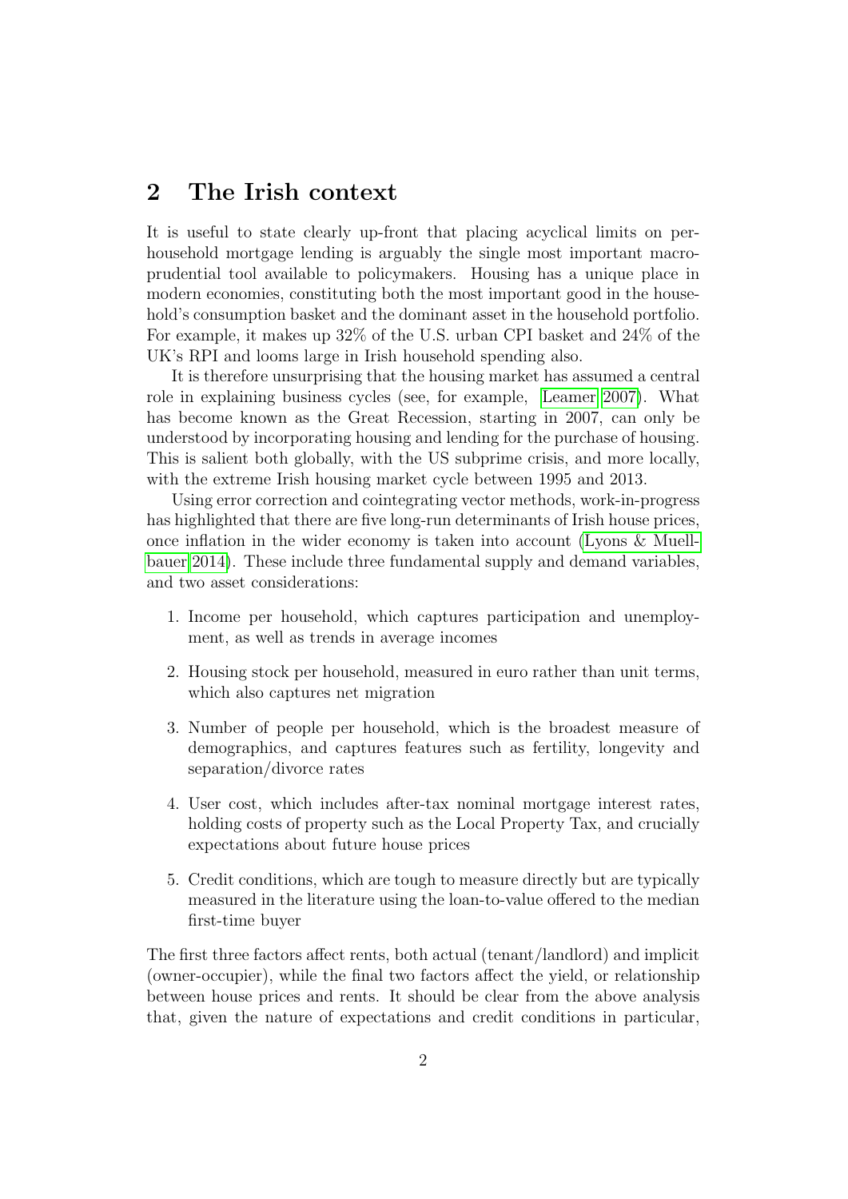## 2 The Irish context

It is useful to state clearly up-front that placing acyclical limits on per-household mortgage lending is arguably the single most important macro-prudential tool available to policymakers. Housing has a unique place in modern economies, constituting both the most important good in the household's consumption basket and the dominant asset in the household portfolio. For example, it makes up 32% of the U.S. urban CPI basket and 24% of the UK's RPI and looms large in Irish household spending also.

It is therefore unsurprising that the housing market has assumed a central role in explaining business cycles (see, for example, Leamer 2007). What has become known as the Great Recession, starting in 2007, can only be understood by incorporating housing and lending for the purchase of housing. This is salient both globally, with the US subprime crisis, and more locally, with the extreme Irish housing market cycle between 1995 and 2013.

Using error correction and cointegrating vector methods, work-in-progress has highlighted that there are five long-run determinants of Irish house prices, once inflation in the wider economy is taken into account (Lyons & Muellbauer 2014). These include three fundamental supply and demand variables, and two asset considerations:

1. Income per household, which captures participation and unemployment, as well as trends in average incomes
2. Housing stock per household, measured in euro rather than unit terms, which also captures net migration
3. Number of people per household, which is the broadest measure of demographics, and captures features such as fertility, longevity and separation/divorce rates
4. User cost, which includes after-tax nominal mortgage interest rates, holding costs of property such as the Local Property Tax, and crucially expectations about future house prices
5. Credit conditions, which are tough to measure directly but are typically measured in the literature using the loan-to-value offered to the median first-time buyer

The first three factors affect rents, both actual (tenant/landlord) and implicit (owner-occupier), while the final two factors affect the yield, or relationship between house prices and rents. It should be clear from the above analysis that, given the nature of expectations and credit conditions in particular,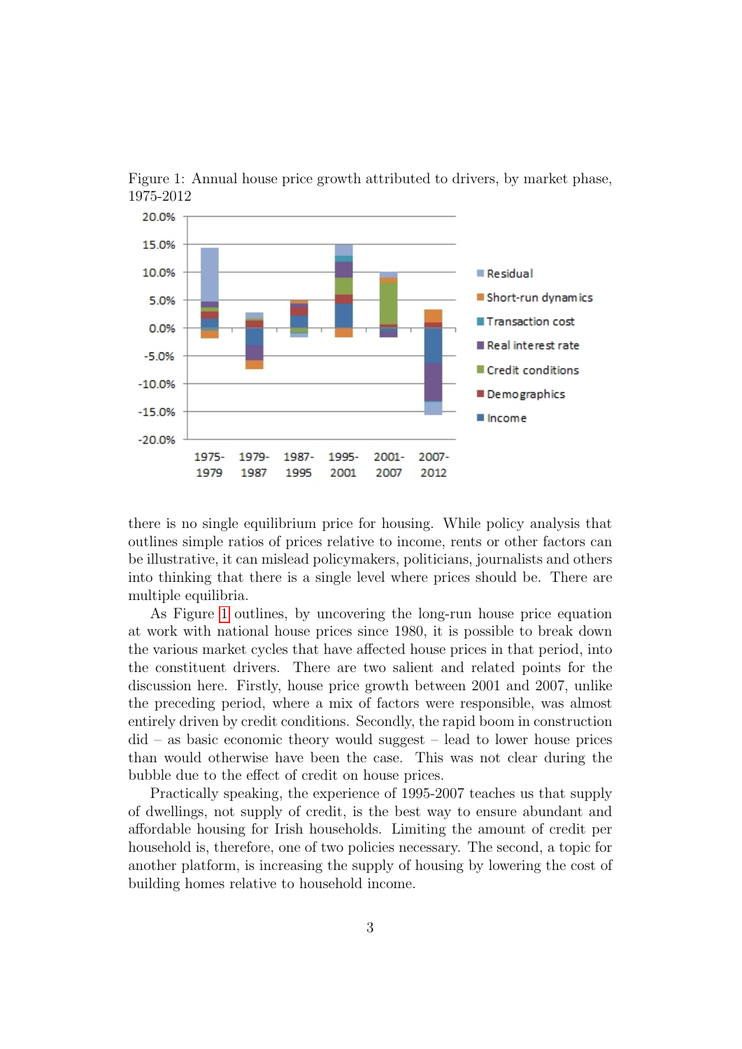Figure 1: Annual house price growth attributed to drivers, by market phase, 1975-2012

there is no single equilibrium price for housing. While policy analysis that outlines simple ratios of prices relative to income, rents or other factors can be illustrative, it can mislead policymakers, politicians, journalists and others into thinking that there is a single level where prices should be. There are multiple equilibria.

As Figure 1 outlines, by uncovering the long-run house price equation at work with national house prices since 1980, it is possible to break down the various market cycles that have affected house prices in that period, into the constituent drivers. There are two salient and related points for the discussion here. Firstly, house price growth between 2001 and 2007, unlike the preceding period, where a mix of factors were responsible, was almost entirely driven by credit conditions. Secondly, the rapid boom in construction did – as basic economic theory would suggest – lead to lower house prices than would otherwise have been the case. This was not clear during the bubble due to the effect of credit on house prices.

Practically speaking, the experience of 1995-2007 teaches us that supply of dwellings, not supply of credit, is the best way to ensure abundant and affordable housing for Irish households. Limiting the amount of credit per household is, therefore, one of two policies necessary. The second, a topic for another platform, is increasing the supply of housing by lowering the cost of building homes relative to household income.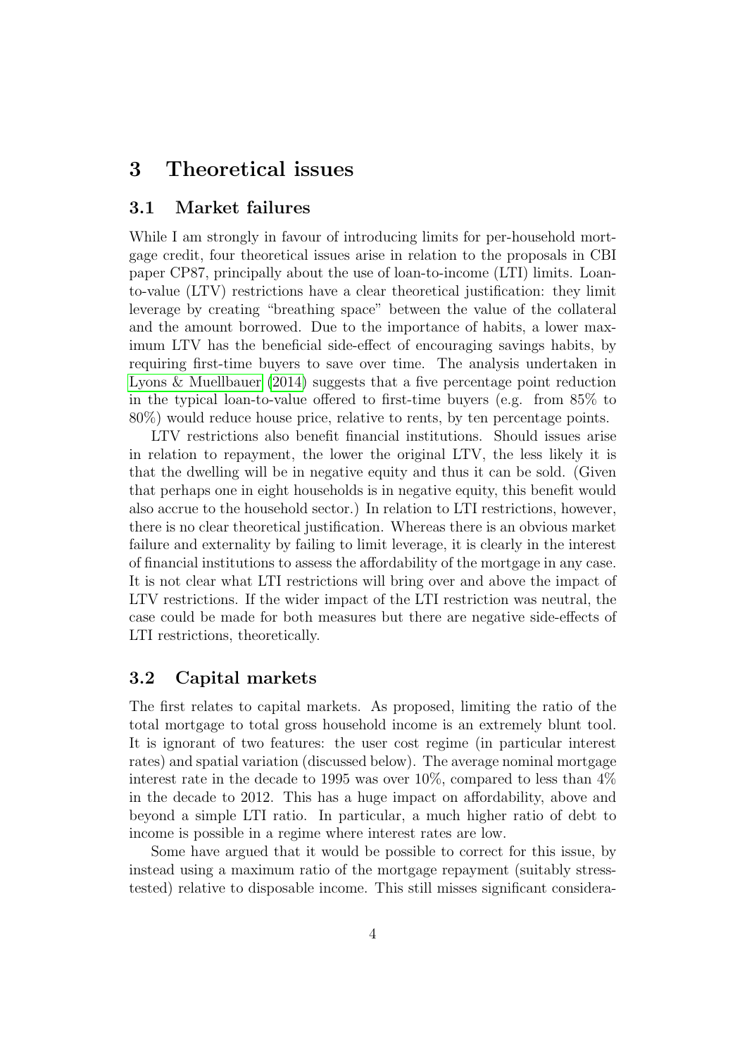## 3 Theoretical issues

### 3.1 Market failures

While I am strongly in favour of introducing limits for per-household mortgage credit, four theoretical issues arise in relation to the proposals in CBI paper CP87, principally about the use of loan-to-income (LTI) limits. Loan-to-value (LTV) restrictions have a clear theoretical justification: they limit leverage by creating "breathing space" between the value of the collateral and the amount borrowed. Due to the importance of habits, a lower maximum LTV has the beneficial side-effect of encouraging savings habits, by requiring first-time buyers to save over time. The analysis undertaken in Lyons & Muellbauer (2014) suggests that a five percentage point reduction in the typical loan-to-value offered to first-time buyers (e.g. from 85% to 80%) would reduce house price, relative to rents, by ten percentage points.

LTV restrictions also benefit financial institutions. Should issues arise in relation to repayment, the lower the original LTV, the less likely it is that the dwelling will be in negative equity and thus it can be sold. (Given that perhaps one in eight households is in negative equity, this benefit would also accrue to the household sector.) In relation to LTI restrictions, however, there is no clear theoretical justification. Whereas there is an obvious market failure and externality by failing to limit leverage, it is clearly in the interest of financial institutions to assess the affordability of the mortgage in any case. It is not clear what LTI restrictions will bring over and above the impact of LTV restrictions. If the wider impact of the LTI restriction was neutral, the case could be made for both measures but there are negative side-effects of LTI restrictions, theoretically.

### 3.2 Capital markets

The first relates to capital markets. As proposed, limiting the ratio of the total mortgage to total gross household income is an extremely blunt tool. It is ignorant of two features: the user cost regime (in particular interest rates) and spatial variation (discussed below). The average nominal mortgage interest rate in the decade to 1995 was over 10%, compared to less than 4% in the decade to 2012. This has a huge impact on affordability, above and beyond a simple LTI ratio. In particular, a much higher ratio of debt to income is possible in a regime where interest rates are low.

Some have argued that it would be possible to correct for this issue, by instead using a maximum ratio of the mortgage repayment (suitably stress-tested) relative to disposable income. This still misses significant considera-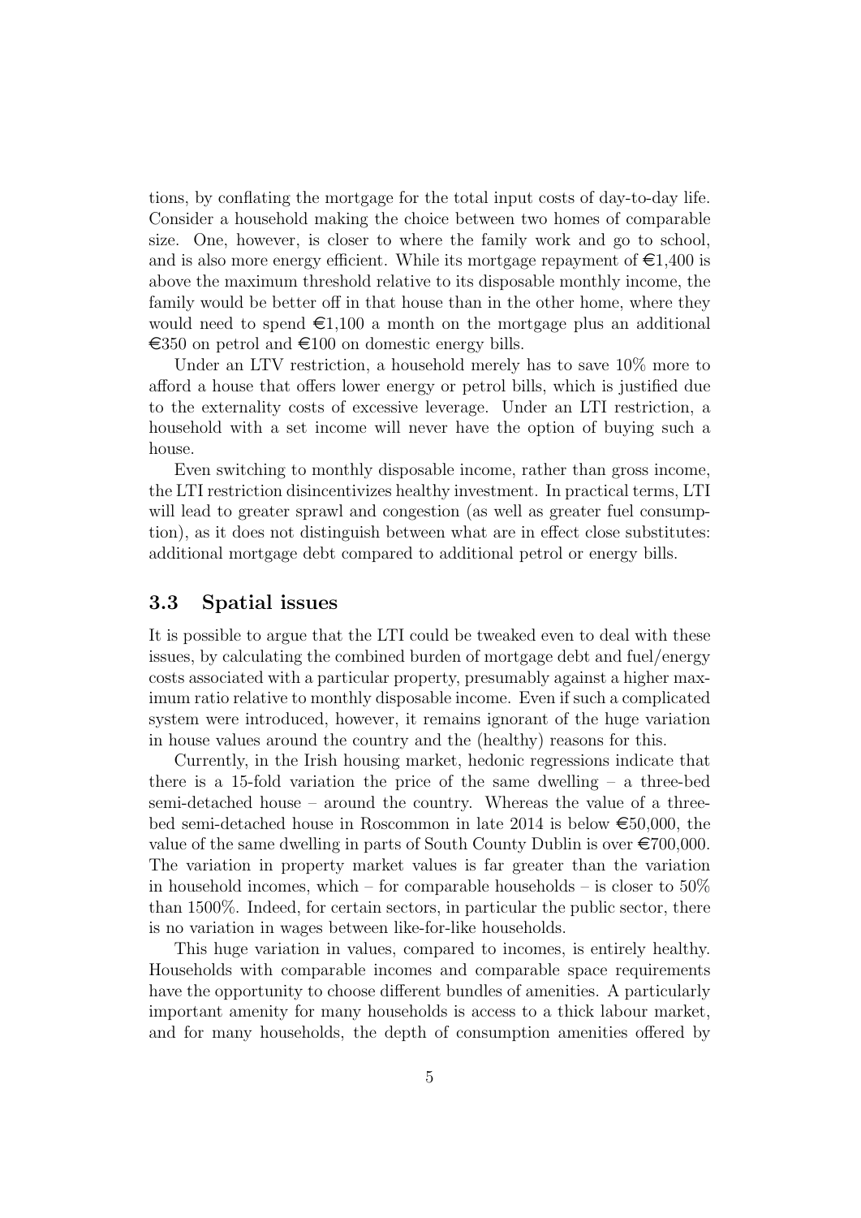tions, by conflating the mortgage for the total input costs of day-to-day life. Consider a household making the choice between two homes of comparable size. One, however, is closer to where the family work and go to school, and is also more energy efficient. While its mortgage repayment of €1,400 is above the maximum threshold relative to its disposable monthly income, the family would be better off in that house than in the other home, where they would need to spend €1,100 a month on the mortgage plus an additional €350 on petrol and €100 on domestic energy bills.

Under an LTV restriction, a household merely has to save 10% more to afford a house that offers lower energy or petrol bills, which is justified due to the externality costs of excessive leverage. Under an LTI restriction, a household with a set income will never have the option of buying such a house.

Even switching to monthly disposable income, rather than gross income, the LTI restriction disincentivizes healthy investment. In practical terms, LTI will lead to greater sprawl and congestion (as well as greater fuel consumption), as it does not distinguish between what are in effect close substitutes: additional mortgage debt compared to additional petrol or energy bills.

### 3.3 Spatial issues

It is possible to argue that the LTI could be tweaked even to deal with these issues, by calculating the combined burden of mortgage debt and fuel/energy costs associated with a particular property, presumably against a higher maximum ratio relative to monthly disposable income. Even if such a complicated system were introduced, however, it remains ignorant of the huge variation in house values around the country and the (healthy) reasons for this.

Currently, in the Irish housing market, hedonic regressions indicate that there is a 15-fold variation the price of the same dwelling – a three-bed semi-detached house – around the country. Whereas the value of a three-bed semi-detached house in Roscommon in late 2014 is below €50,000, the value of the same dwelling in parts of South County Dublin is over €700,000. The variation in property market values is far greater than the variation in household incomes, which – for comparable households – is closer to 50% than 1500%. Indeed, for certain sectors, in particular the public sector, there is no variation in wages between like-for-like households.

This huge variation in values, compared to incomes, is entirely healthy. Households with comparable incomes and comparable space requirements have the opportunity to choose different bundles of amenities. A particularly important amenity for many households is access to a thick labour market, and for many households, the depth of consumption amenities offered by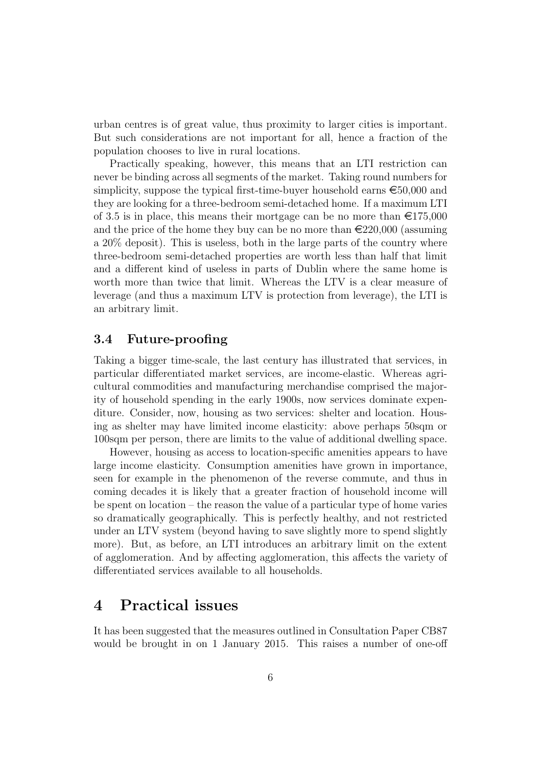urban centres is of great value, thus proximity to larger cities is important. But such considerations are not important for all, hence a fraction of the population chooses to live in rural locations.

Practically speaking, however, this means that an LTI restriction can never be binding across all segments of the market. Taking round numbers for simplicity, suppose the typical first-time-buyer household earns €50,000 and they are looking for a three-bedroom semi-detached home. If a maximum LTI of 3.5 is in place, this means their mortgage can be no more than €175,000 and the price of the home they buy can be no more than €220,000 (assuming a 20% deposit). This is useless, both in the large parts of the country where three-bedroom semi-detached properties are worth less than half that limit and a different kind of useless in parts of Dublin where the same home is worth more than twice that limit. Whereas the LTV is a clear measure of leverage (and thus a maximum LTV is protection from leverage), the LTI is an arbitrary limit.

### 3.4 Future-proofing

Taking a bigger time-scale, the last century has illustrated that services, in particular differentiated market services, are income-elastic. Whereas agricultural commodities and manufacturing merchandise comprised the majority of household spending in the early 1900s, now services dominate expenditure. Consider, now, housing as two services: shelter and location. Housing as shelter may have limited income elasticity: above perhaps 50sqm or 100sqm per person, there are limits to the value of additional dwelling space.

However, housing as access to location-specific amenities appears to have large income elasticity. Consumption amenities have grown in importance, seen for example in the phenomenon of the reverse commute, and thus in coming decades it is likely that a greater fraction of household income will be spent on location – the reason the value of a particular type of home varies so dramatically geographically. This is perfectly healthy, and not restricted under an LTV system (beyond having to save slightly more to spend slightly more). But, as before, an LTI introduces an arbitrary limit on the extent of agglomeration. And by affecting agglomeration, this affects the variety of differentiated services available to all households.

## 4 Practical issues

It has been suggested that the measures outlined in Consultation Paper CB87 would be brought in on 1 January 2015. This raises a number of one-off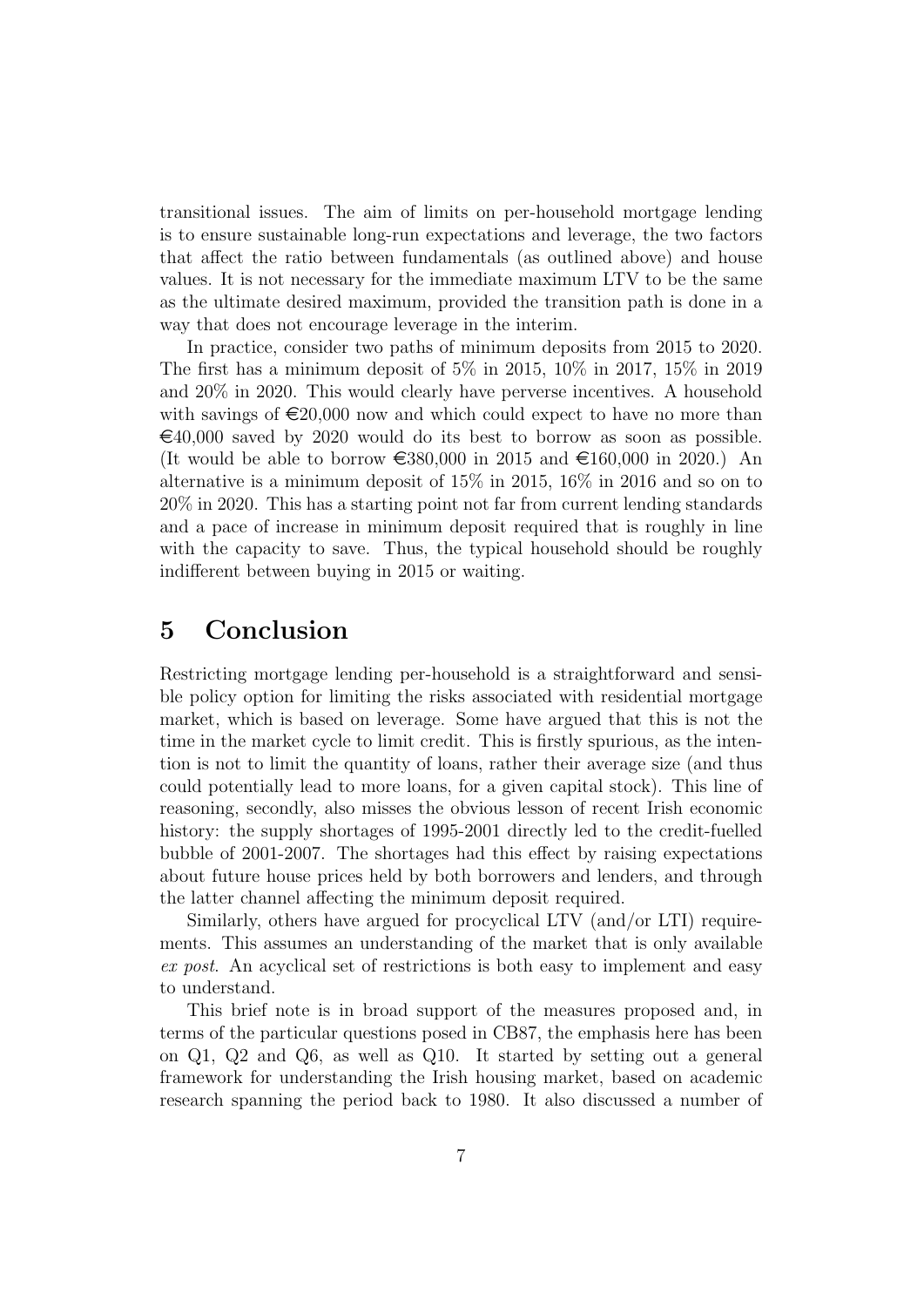transitional issues. The aim of limits on per-household mortgage lending is to ensure sustainable long-run expectations and leverage, the two factors that affect the ratio between fundamentals (as outlined above) and house values. It is not necessary for the immediate maximum LTV to be the same as the ultimate desired maximum, provided the transition path is done in a way that does not encourage leverage in the interim.

In practice, consider two paths of minimum deposits from 2015 to 2020. The first has a minimum deposit of 5% in 2015, 10% in 2017, 15% in 2019 and 20% in 2020. This would clearly have perverse incentives. A household with savings of €20,000 now and which could expect to have no more than €40,000 saved by 2020 would do its best to borrow as soon as possible. (It would be able to borrow €380,000 in 2015 and €160,000 in 2020.) An alternative is a minimum deposit of 15% in 2015, 16% in 2016 and so on to 20% in 2020. This has a starting point not far from current lending standards and a pace of increase in minimum deposit required that is roughly in line with the capacity to save. Thus, the typical household should be roughly indifferent between buying in 2015 or waiting.

# 5 Conclusion

Restricting mortgage lending per-household is a straightforward and sensible policy option for limiting the risks associated with residential mortgage market, which is based on leverage. Some have argued that this is not the time in the market cycle to limit credit. This is firstly spurious, as the intention is not to limit the quantity of loans, rather their average size (and thus could potentially lead to more loans, for a given capital stock). This line of reasoning, secondly, also misses the obvious lesson of recent Irish economic history: the supply shortages of 1995-2001 directly led to the credit-fuelled bubble of 2001-2007. The shortages had this effect by raising expectations about future house prices held by both borrowers and lenders, and through the latter channel affecting the minimum deposit required.

Similarly, others have argued for procyclical LTV (and/or LTI) requirements. This assumes an understanding of the market that is only available *ex post*. An acyclical set of restrictions is both easy to implement and easy to understand.

This brief note is in broad support of the measures proposed and, in terms of the particular questions posed in CB87, the emphasis here has been on Q1, Q2 and Q6, as well as Q10. It started by setting out a general framework for understanding the Irish housing market, based on academic research spanning the period back to 1980. It also discussed a number of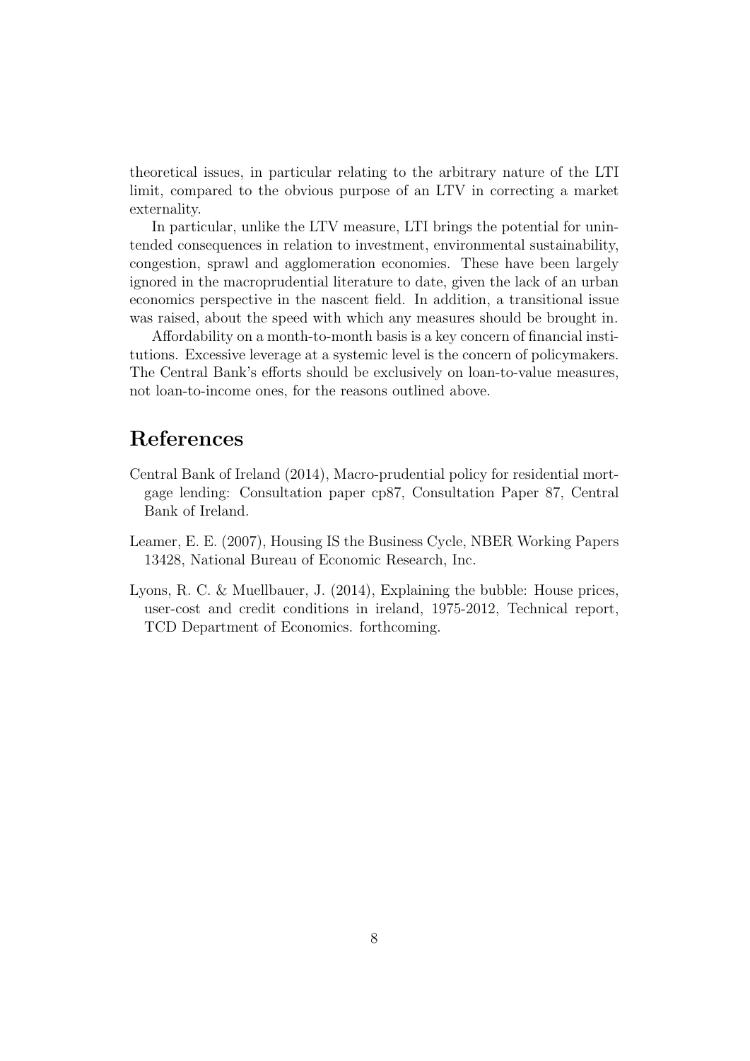theoretical issues, in particular relating to the arbitrary nature of the LTI limit, compared to the obvious purpose of an LTV in correcting a market externality.

In particular, unlike the LTV measure, LTI brings the potential for unintended consequences in relation to investment, environmental sustainability, congestion, sprawl and agglomeration economies. These have been largely ignored in the macroprudential literature to date, given the lack of an urban economics perspective in the nascent field. In addition, a transitional issue was raised, about the speed with which any measures should be brought in.

Affordability on a month-to-month basis is a key concern of financial institutions. Excessive leverage at a systemic level is the concern of policymakers. The Central Bank's efforts should be exclusively on loan-to-value measures, not loan-to-income ones, for the reasons outlined above.

# References

Central Bank of Ireland (2014), Macro-prudential policy for residential mortgage lending: Consultation paper cp87, Consultation Paper 87, Central Bank of Ireland.

Leamer, E. E. (2007), Housing IS the Business Cycle, NBER Working Papers 13428, National Bureau of Economic Research, Inc.

Lyons, R. C. & Muellbauer, J. (2014), Explaining the bubble: House prices, user-cost and credit conditions in ireland, 1975-2012, Technical report, TCD Department of Economics. forthcoming.